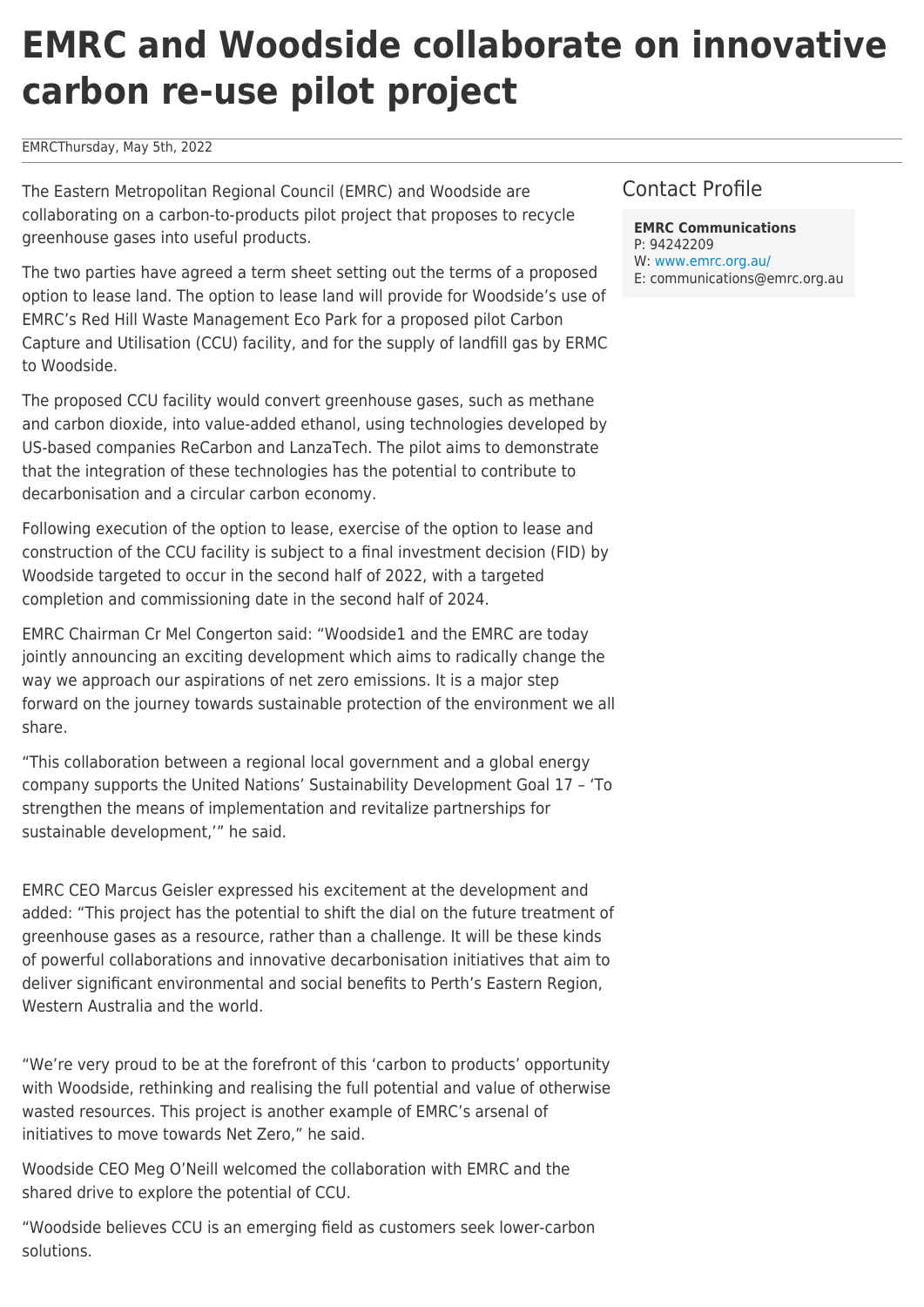# EMRC and Woodside collaborate on innovative carbon re-use pilot project

EMRCThursday, May 5th, 2022

The Eastern Metropolitan Regional Council (EMRC) and Woodside are collaborating on a carbon-to-products pilot project that proposes to recycle greenhouse gases into useful products.

The two parties have agreed a term sheet setting out the terms of a proposed option to lease land. The option to lease land will provide for Woodside's use of EMRC's Red Hill Waste Management Eco Park for a proposed pilot Carbon Capture and Utilisation (CCU) facility, and for the supply of landfill gas by ERMC to Woodside.

The proposed CCU facility would convert greenhouse gases, such as methane and carbon dioxide, into value-added ethanol, using technologies developed by US-based companies ReCarbon and LanzaTech. The pilot aims to demonstrate that the integration of these technologies has the potential to contribute to decarbonisation and a circular carbon economy.

Following execution of the option to lease, exercise of the option to lease and construction of the CCU facility is subject to a final investment decision (FID) by Woodside targeted to occur in the second half of 2022, with a targeted completion and commissioning date in the second half of 2024.

EMRC Chairman Cr Mel Congerton said: "Woodside1 and the EMRC are today jointly announcing an exciting development which aims to radically change the way we approach our aspirations of net zero emissions. It is a major step forward on the journey towards sustainable protection of the environment we all share.

"This collaboration between a regional local government and a global energy company supports the United Nations' Sustainability Development Goal 17 – 'To strengthen the means of implementation and revitalize partnerships for sustainable development,'" he said.

EMRC CEO Marcus Geisler expressed his excitement at the development and added: "This project has the potential to shift the dial on the future treatment of greenhouse gases as a resource, rather than a challenge. It will be these kinds of powerful collaborations and innovative decarbonisation initiatives that aim to deliver significant environmental and social benefits to Perth's Eastern Region, Western Australia and the world.

"We're very proud to be at the forefront of this 'carbon to products' opportunity with Woodside, rethinking and realising the full potential and value of otherwise wasted resources. This project is another example of EMRC's arsenal of initiatives to move towards Net Zero," he said.

Woodside CEO Meg O'Neill welcomed the collaboration with EMRC and the shared drive to explore the potential of CCU.

"Woodside believes CCU is an emerging field as customers seek lower-carbon solutions.

## Contact Profile

**EMRC Communications**
P: 94242209
W: www.emrc.org.au/
E: communications@emrc.org.au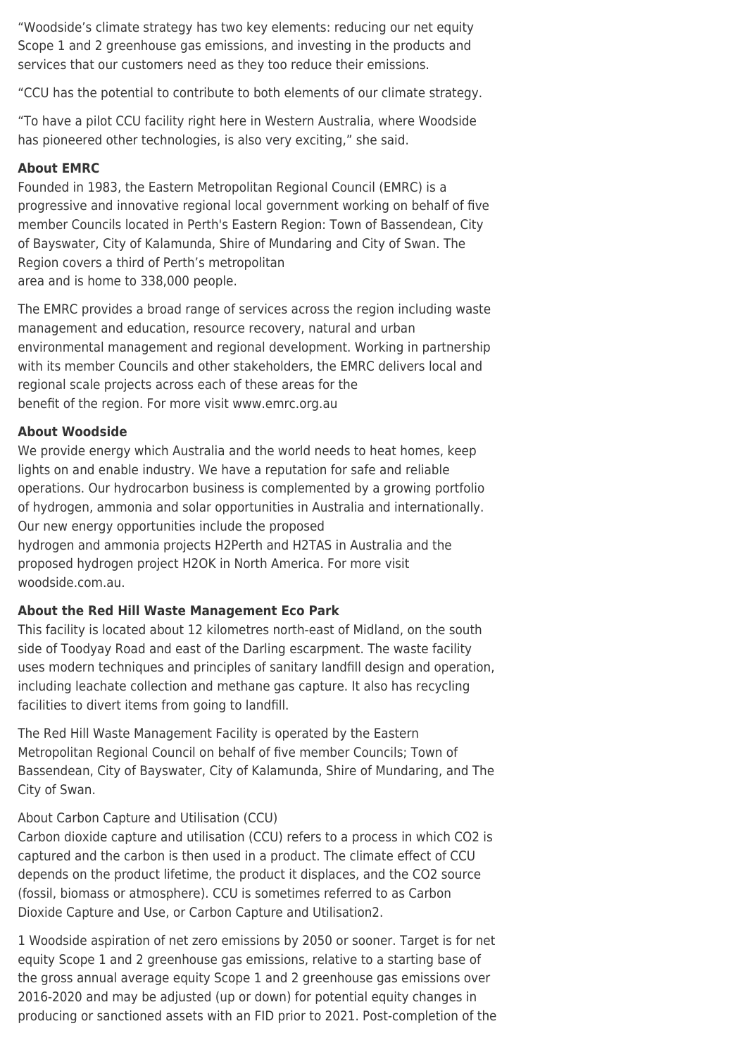"Woodside's climate strategy has two key elements: reducing our net equity Scope 1 and 2 greenhouse gas emissions, and investing in the products and services that our customers need as they too reduce their emissions.

"CCU has the potential to contribute to both elements of our climate strategy.

"To have a pilot CCU facility right here in Western Australia, where Woodside has pioneered other technologies, is also very exciting," she said.

**About EMRC**

Founded in 1983, the Eastern Metropolitan Regional Council (EMRC) is a progressive and innovative regional local government working on behalf of five member Councils located in Perth's Eastern Region: Town of Bassendean, City of Bayswater, City of Kalamunda, Shire of Mundaring and City of Swan. The Region covers a third of Perth's metropolitan area and is home to 338,000 people.

The EMRC provides a broad range of services across the region including waste management and education, resource recovery, natural and urban environmental management and regional development. Working in partnership with its member Councils and other stakeholders, the EMRC delivers local and regional scale projects across each of these areas for the benefit of the region. For more visit www.emrc.org.au

**About Woodside**

We provide energy which Australia and the world needs to heat homes, keep lights on and enable industry. We have a reputation for safe and reliable operations. Our hydrocarbon business is complemented by a growing portfolio of hydrogen, ammonia and solar opportunities in Australia and internationally. Our new energy opportunities include the proposed hydrogen and ammonia projects H2Perth and H2TAS in Australia and the proposed hydrogen project H2OK in North America. For more visit woodside.com.au.

**About the Red Hill Waste Management Eco Park**

This facility is located about 12 kilometres north-east of Midland, on the south side of Toodyay Road and east of the Darling escarpment. The waste facility uses modern techniques and principles of sanitary landfill design and operation, including leachate collection and methane gas capture. It also has recycling facilities to divert items from going to landfill.

The Red Hill Waste Management Facility is operated by the Eastern Metropolitan Regional Council on behalf of five member Councils; Town of Bassendean, City of Bayswater, City of Kalamunda, Shire of Mundaring, and The City of Swan.

About Carbon Capture and Utilisation (CCU)

Carbon dioxide capture and utilisation (CCU) refers to a process in which $CO_2$ is captured and the carbon is then used in a product. The climate effect of CCU depends on the product lifetime, the product it displaces, and the $CO_2$ source (fossil, biomass or atmosphere). CCU is sometimes referred to as Carbon Dioxide Capture and Use, or Carbon Capture and Utilisation[2].

[1] Woodside aspiration of net zero emissions by 2050 or sooner. Target is for net equity Scope 1 and 2 greenhouse gas emissions, relative to a starting base of the gross annual average equity Scope 1 and 2 greenhouse gas emissions over 2016-2020 and may be adjusted (up or down) for potential equity changes in producing or sanctioned assets with an FID prior to 2021. Post-completion of the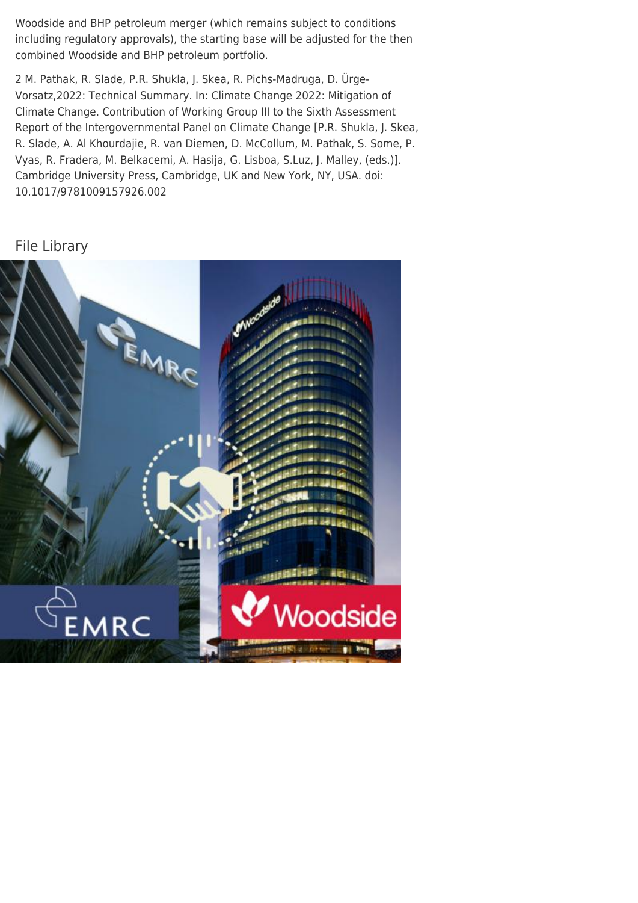Woodside and BHP petroleum merger (which remains subject to conditions including regulatory approvals), the starting base will be adjusted for the then combined Woodside and BHP petroleum portfolio.

2 M. Pathak, R. Slade, P.R. Shukla, J. Skea, R. Pichs-Madruga, D. Ürge-Vorsatz,2022: Technical Summary. In: Climate Change 2022: Mitigation of Climate Change. Contribution of Working Group III to the Sixth Assessment Report of the Intergovernmental Panel on Climate Change [P.R. Shukla, J. Skea, R. Slade, A. Al Khourdajie, R. van Diemen, D. McCollum, M. Pathak, S. Some, P. Vyas, R. Fradera, M. Belkacemi, A. Hasija, G. Lisboa, S.Luz, J. Malley, (eds.)]. Cambridge University Press, Cambridge, UK and New York, NY, USA. doi: 10.1017/9781009157926.002

## File Library